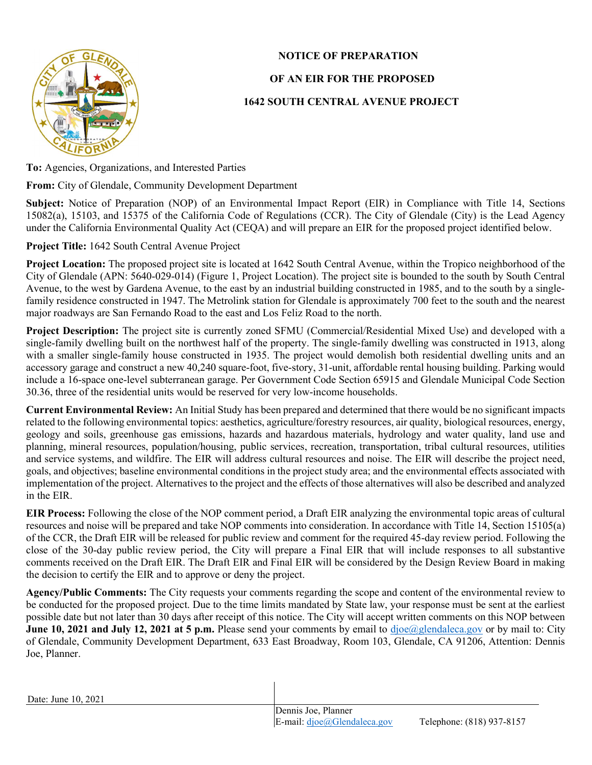# NOTICE OF PREPARATION

# OF AN EIR FOR THE PROPOSED

# 1642 SOUTH CENTRAL AVENUE PROJECT

**To:** Agencies, Organizations, and Interested Parties

**From:** City of Glendale, Community Development Department

**Subject:** Notice of Preparation (NOP) of an Environmental Impact Report (EIR) in Compliance with Title 14, Sections 15082(a), 15103, and 15375 of the California Code of Regulations (CCR). The City of Glendale (City) is the Lead Agency under the California Environmental Quality Act (CEQA) and will prepare an EIR for the proposed project identified below.

**Project Title:** 1642 South Central Avenue Project

**Project Location:** The proposed project site is located at 1642 South Central Avenue, within the Tropico neighborhood of the City of Glendale (APN: 5640-029-014) (Figure 1, Project Location). The project site is bounded to the south by South Central Avenue, to the west by Gardena Avenue, to the east by an industrial building constructed in 1985, and to the south by a single-family residence constructed in 1947. The Metrolink station for Glendale is approximately 700 feet to the south and the nearest major roadways are San Fernando Road to the east and Los Feliz Road to the north.

**Project Description:** The project site is currently zoned SFMU (Commercial/Residential Mixed Use) and developed with a single-family dwelling built on the northwest half of the property. The single-family dwelling was constructed in 1913, along with a smaller single-family house constructed in 1935. The project would demolish both residential dwelling units and an accessory garage and construct a new 40,240 square-foot, five-story, 31-unit, affordable rental housing building. Parking would include a 16-space one-level subterranean garage. Per Government Code Section 65915 and Glendale Municipal Code Section 30.36, three of the residential units would be reserved for very low-income households.

**Current Environmental Review:** An Initial Study has been prepared and determined that there would be no significant impacts related to the following environmental topics: aesthetics, agriculture/forestry resources, air quality, biological resources, energy, geology and soils, greenhouse gas emissions, hazards and hazardous materials, hydrology and water quality, land use and planning, mineral resources, population/housing, public services, recreation, transportation, tribal cultural resources, utilities and service systems, and wildfire. The EIR will address cultural resources and noise. The EIR will describe the project need, goals, and objectives; baseline environmental conditions in the project study area; and the environmental effects associated with implementation of the project. Alternatives to the project and the effects of those alternatives will also be described and analyzed in the EIR.

**EIR Process:** Following the close of the NOP comment period, a Draft EIR analyzing the environmental topic areas of cultural resources and noise will be prepared and take NOP comments into consideration. In accordance with Title 14, Section 15105(a) of the CCR, the Draft EIR will be released for public review and comment for the required 45-day review period. Following the close of the 30-day public review period, the City will prepare a Final EIR that will include responses to all substantive comments received on the Draft EIR. The Draft EIR and Final EIR will be considered by the Design Review Board in making the decision to certify the EIR and to approve or deny the project.

**Agency/Public Comments:** The City requests your comments regarding the scope and content of the environmental review to be conducted for the proposed project. Due to the time limits mandated by State law, your response must be sent at the earliest possible date but not later than 30 days after receipt of this notice. The City will accept written comments on this NOP between **June 10, 2021 and July 12, 2021 at 5 p.m.** Please send your comments by email to djoe@glendaleca.gov or by mail to: City of Glendale, Community Development Department, 633 East Broadway, Room 103, Glendale, CA 91206, Attention: Dennis Joe, Planner.

Date: June 10, 2021

Dennis Joe, Planner
E-mail: djoe@Glendaleca.gov Telephone: (818) 937-8157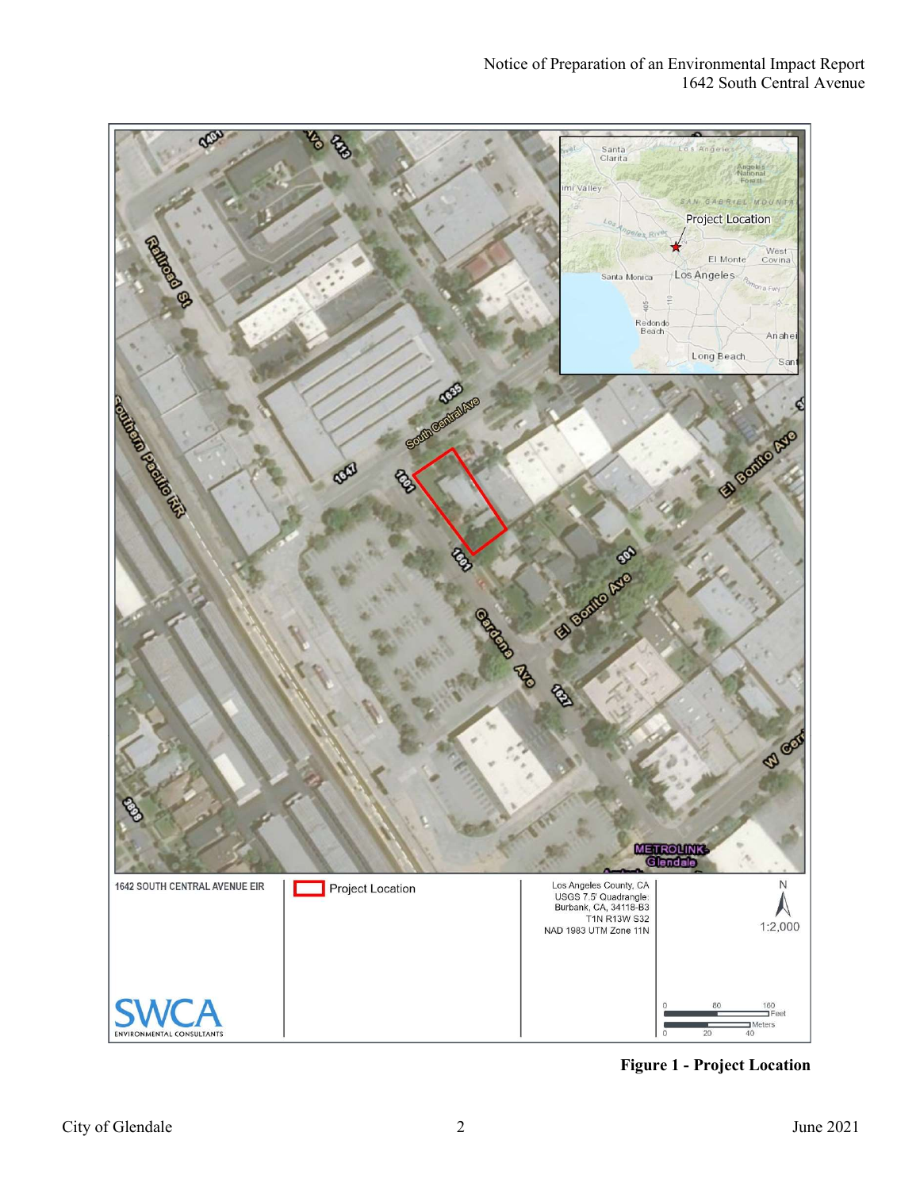1642 SOUTH CENTRAL AVENUE EIR

Project Location

Los Angeles County, CA
USGS 7.5' Quadrangle:
Burbank, CA, 34118-B3
T1N R13W S32
NAD 1983 UTM Zone 11N

N

1:2,000

0 80 160 Feet

0 20 40 Meters

SWCA ENVIRONMENTAL CONSULTANTS

**Figure 1 - Project Location**